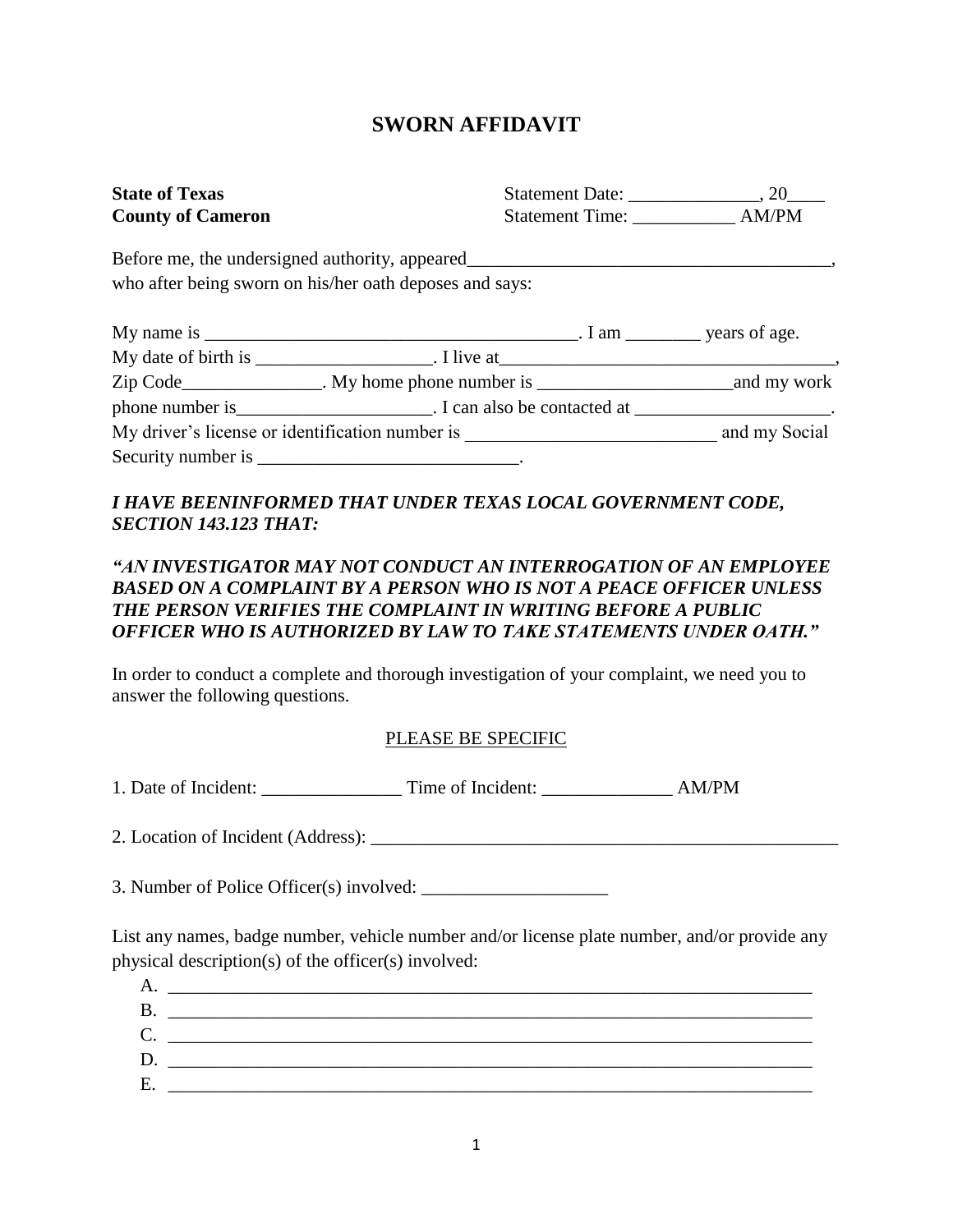# SWORN AFFIDAVIT

**State of Texas**
**County of Cameron**

Statement Date: ______________, 20____
Statement Time: ___________ AM/PM

Before me, the undersigned authority, appeared________________________________________, who after being sworn on his/her oath deposes and says:

My name is ________________________________________. I am ________ years of age. My date of birth is ___________________. I live at____________________________________, Zip Code_______________. My home phone number is _____________________and my work phone number is_____________________. I can also be contacted at _____________________. My driver's license or identification number is ___________________________ and my Social Security number is ____________________________.

***I HAVE BEENINFORMED THAT UNDER TEXAS LOCAL GOVERNMENT CODE, SECTION 143.123 THAT:***

***"AN INVESTIGATOR MAY NOT CONDUCT AN INTERROGATION OF AN EMPLOYEE BASED ON A COMPLAINT BY A PERSON WHO IS NOT A PEACE OFFICER UNLESS THE PERSON VERIFIES THE COMPLAINT IN WRITING BEFORE A PUBLIC OFFICER WHO IS AUTHORIZED BY LAW TO TAKE STATEMENTS UNDER OATH."***

In order to conduct a complete and thorough investigation of your complaint, we need you to answer the following questions.

<u>PLEASE BE SPECIFIC</u>

1. Date of Incident: _______________ Time of Incident: ______________ AM/PM

2. Location of Incident (Address): _____________________________________________________

3. Number of Police Officer(s) involved: ____________________

List any names, badge number, vehicle number and/or license plate number, and/or provide any physical description(s) of the officer(s) involved:

A. ________________________________________________________________________
B. ________________________________________________________________________
C. ________________________________________________________________________
D. ________________________________________________________________________
E. ________________________________________________________________________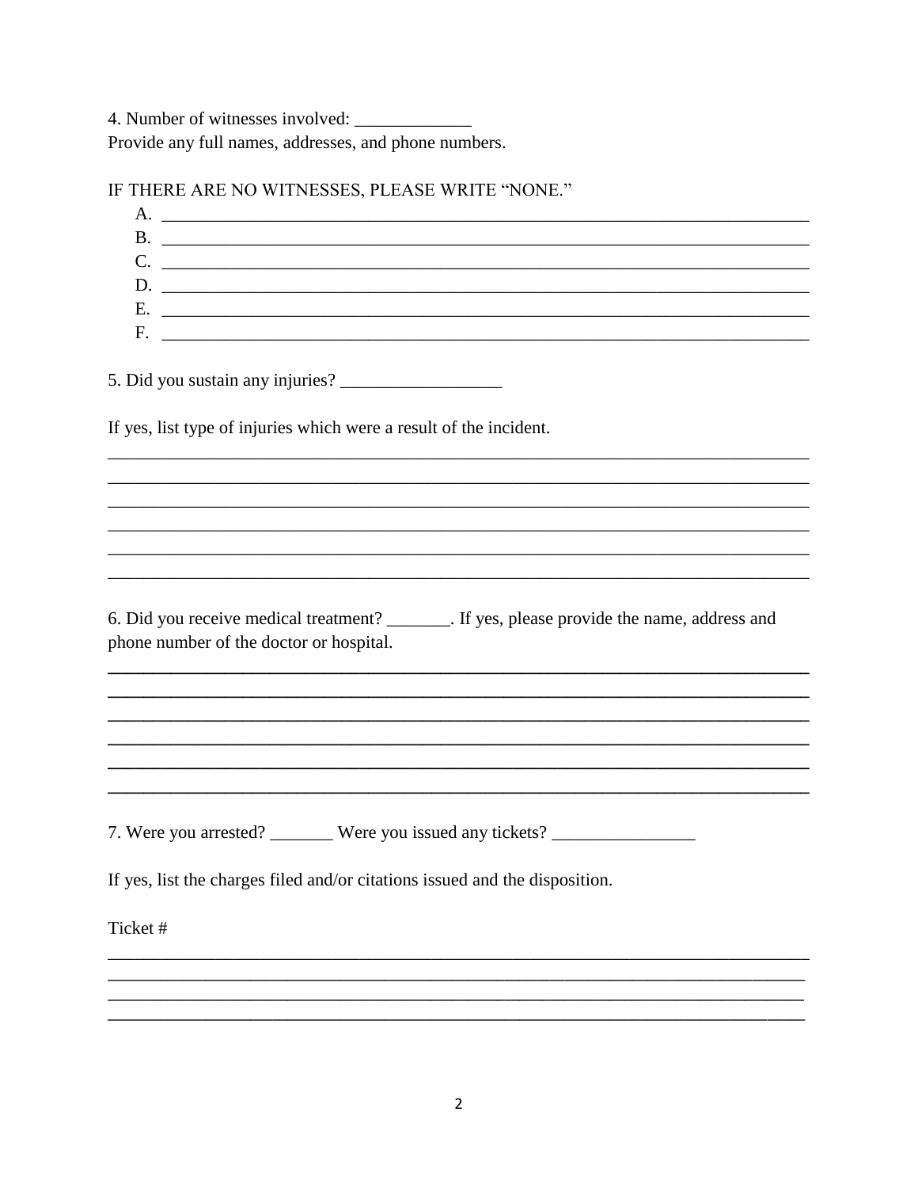4. Number of witnesses involved: _____________

Provide any full names, addresses, and phone numbers.

IF THERE ARE NO WITNESSES, PLEASE WRITE "NONE."

A. ___________________________________________________________________________

B. ___________________________________________________________________________

C. ___________________________________________________________________________

D. ___________________________________________________________________________

E. ___________________________________________________________________________

F. ___________________________________________________________________________

5. Did you sustain any injuries? __________________

If yes, list type of injuries which were a result of the incident.

______________________________________________________________________________

______________________________________________________________________________

______________________________________________________________________________

______________________________________________________________________________

______________________________________________________________________________

______________________________________________________________________________

6. Did you receive medical treatment? _______. If yes, please provide the name, address and phone number of the doctor or hospital.

______________________________________________________________________________

______________________________________________________________________________

______________________________________________________________________________

______________________________________________________________________________

______________________________________________________________________________

______________________________________________________________________________

7. Were you arrested? _______ Were you issued any tickets? ________________

If yes, list the charges filed and/or citations issued and the disposition.

Ticket #

______________________________________________________________________________

______________________________________________________________________________

______________________________________________________________________________

______________________________________________________________________________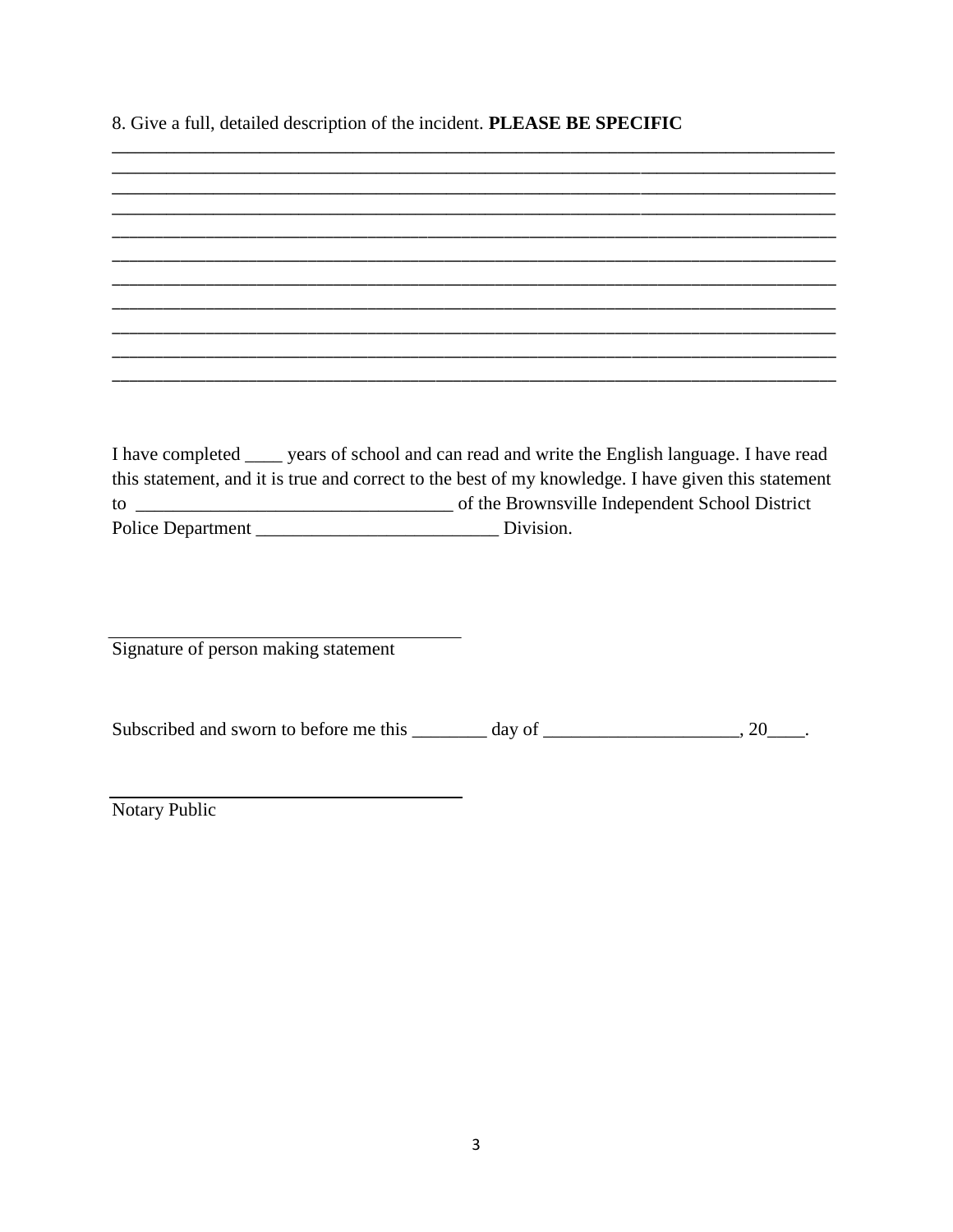8. Give a full, detailed description of the incident. **PLEASE BE SPECIFIC**

_______________________________________________________________________________
_______________________________________________________________________________
_______________________________________________________________________________
_______________________________________________________________________________
_______________________________________________________________________________
_______________________________________________________________________________
_______________________________________________________________________________
_______________________________________________________________________________
_______________________________________________________________________________
_______________________________________________________________________________
_______________________________________________________________________________

I have completed ____ years of school and can read and write the English language. I have read this statement, and it is true and correct to the best of my knowledge. I have given this statement to _________________________________ of the Brownsville Independent School District Police Department __________________________ Division.

_______________________________________
Signature of person making statement

Subscribed and sworn to before me this ________ day of ____________________, 20____.

_______________________________________
Notary Public